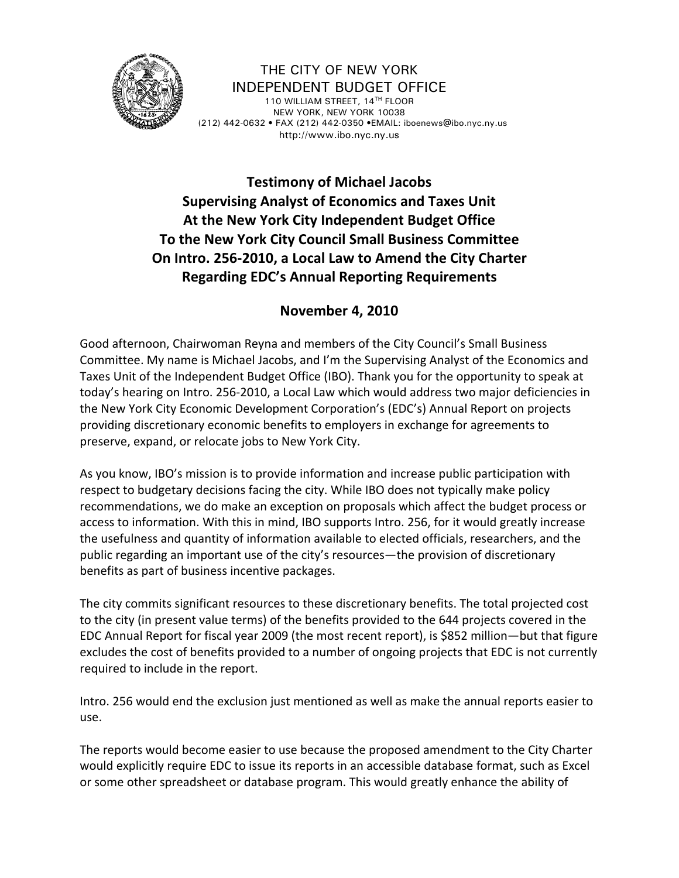THE CITY OF NEW YORK
INDEPENDENT BUDGET OFFICE
110 WILLIAM STREET, 14TH FLOOR
NEW YORK, NEW YORK 10038
(212) 442-0632 • FAX (212) 442-0350 •EMAIL: iboenews@ibo.nyc.ny.us
http://www.ibo.nyc.ny.us

# Testimony of Michael Jacobs
# Supervising Analyst of Economics and Taxes Unit
# At the New York City Independent Budget Office
# To the New York City Council Small Business Committee
# On Intro. 256-2010, a Local Law to Amend the City Charter Regarding EDC's Annual Reporting Requirements

## November 4, 2010

Good afternoon, Chairwoman Reyna and members of the City Council's Small Business Committee. My name is Michael Jacobs, and I'm the Supervising Analyst of the Economics and Taxes Unit of the Independent Budget Office (IBO). Thank you for the opportunity to speak at today's hearing on Intro. 256-2010, a Local Law which would address two major deficiencies in the New York City Economic Development Corporation's (EDC's) Annual Report on projects providing discretionary economic benefits to employers in exchange for agreements to preserve, expand, or relocate jobs to New York City.

As you know, IBO's mission is to provide information and increase public participation with respect to budgetary decisions facing the city. While IBO does not typically make policy recommendations, we do make an exception on proposals which affect the budget process or access to information. With this in mind, IBO supports Intro. 256, for it would greatly increase the usefulness and quantity of information available to elected officials, researchers, and the public regarding an important use of the city's resources—the provision of discretionary benefits as part of business incentive packages.

The city commits significant resources to these discretionary benefits. The total projected cost to the city (in present value terms) of the benefits provided to the 644 projects covered in the EDC Annual Report for fiscal year 2009 (the most recent report), is $852 million—but that figure excludes the cost of benefits provided to a number of ongoing projects that EDC is not currently required to include in the report.

Intro. 256 would end the exclusion just mentioned as well as make the annual reports easier to use.

The reports would become easier to use because the proposed amendment to the City Charter would explicitly require EDC to issue its reports in an accessible database format, such as Excel or some other spreadsheet or database program. This would greatly enhance the ability of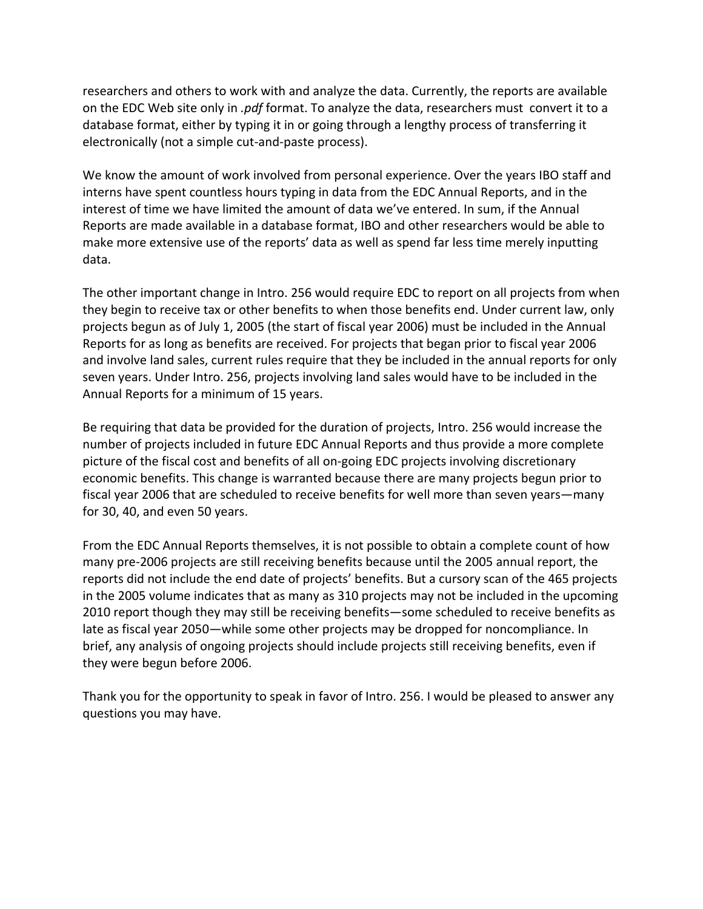researchers and others to work with and analyze the data. Currently, the reports are available on the EDC Web site only in *.pdf* format. To analyze the data, researchers must convert it to a database format, either by typing it in or going through a lengthy process of transferring it electronically (not a simple cut-and-paste process).

We know the amount of work involved from personal experience. Over the years IBO staff and interns have spent countless hours typing in data from the EDC Annual Reports, and in the interest of time we have limited the amount of data we've entered. In sum, if the Annual Reports are made available in a database format, IBO and other researchers would be able to make more extensive use of the reports' data as well as spend far less time merely inputting data.

The other important change in Intro. 256 would require EDC to report on all projects from when they begin to receive tax or other benefits to when those benefits end. Under current law, only projects begun as of July 1, 2005 (the start of fiscal year 2006) must be included in the Annual Reports for as long as benefits are received. For projects that began prior to fiscal year 2006 and involve land sales, current rules require that they be included in the annual reports for only seven years. Under Intro. 256, projects involving land sales would have to be included in the Annual Reports for a minimum of 15 years.

Be requiring that data be provided for the duration of projects, Intro. 256 would increase the number of projects included in future EDC Annual Reports and thus provide a more complete picture of the fiscal cost and benefits of all on-going EDC projects involving discretionary economic benefits. This change is warranted because there are many projects begun prior to fiscal year 2006 that are scheduled to receive benefits for well more than seven years—many for 30, 40, and even 50 years.

From the EDC Annual Reports themselves, it is not possible to obtain a complete count of how many pre-2006 projects are still receiving benefits because until the 2005 annual report, the reports did not include the end date of projects' benefits. But a cursory scan of the 465 projects in the 2005 volume indicates that as many as 310 projects may not be included in the upcoming 2010 report though they may still be receiving benefits—some scheduled to receive benefits as late as fiscal year 2050—while some other projects may be dropped for noncompliance. In brief, any analysis of ongoing projects should include projects still receiving benefits, even if they were begun before 2006.

Thank you for the opportunity to speak in favor of Intro. 256. I would be pleased to answer any questions you may have.